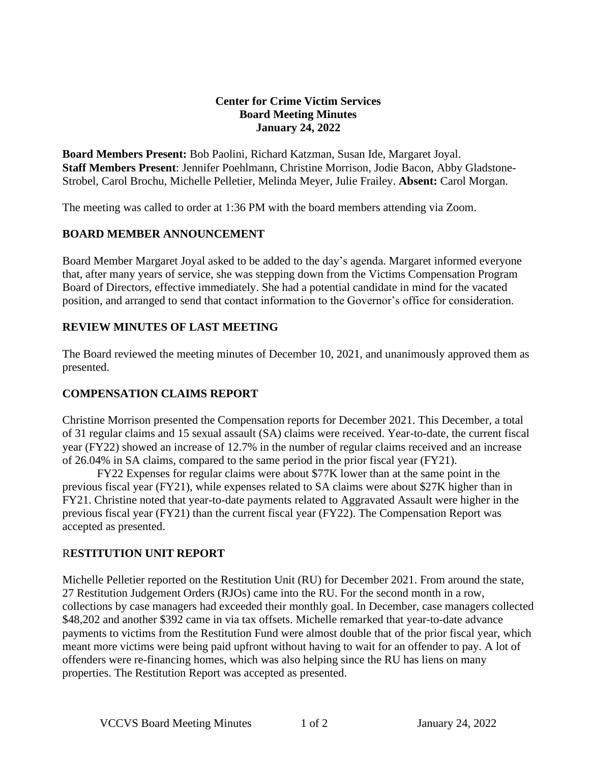**Center for Crime Victim Services**
**Board Meeting Minutes**
**January 24, 2022**

**Board Members Present:** Bob Paolini, Richard Katzman, Susan Ide, Margaret Joyal.
**Staff Members Present**: Jennifer Poehlmann, Christine Morrison, Jodie Bacon, Abby Gladstone-Strobel, Carol Brochu, Michelle Pelletier, Melinda Meyer, Julie Frailey. **Absent:** Carol Morgan.

The meeting was called to order at 1:36 PM with the board members attending via Zoom.

## BOARD MEMBER ANNOUNCEMENT

Board Member Margaret Joyal asked to be added to the day's agenda. Margaret informed everyone that, after many years of service, she was stepping down from the Victims Compensation Program Board of Directors, effective immediately. She had a potential candidate in mind for the vacated position, and arranged to send that contact information to the Governor's office for consideration.

## REVIEW MINUTES OF LAST MEETING

The Board reviewed the meeting minutes of December 10, 2021, and unanimously approved them as presented.

## COMPENSATION CLAIMS REPORT

Christine Morrison presented the Compensation reports for December 2021. This December, a total of 31 regular claims and 15 sexual assault (SA) claims were received. Year-to-date, the current fiscal year (FY22) showed an increase of 12.7% in the number of regular claims received and an increase of 26.04% in SA claims, compared to the same period in the prior fiscal year (FY21).

FY22 Expenses for regular claims were about $77K lower than at the same point in the previous fiscal year (FY21), while expenses related to SA claims were about $27K higher than in FY21. Christine noted that year-to-date payments related to Aggravated Assault were higher in the previous fiscal year (FY21) than the current fiscal year (FY22). The Compensation Report was accepted as presented.

## RESTITUTION UNIT REPORT

Michelle Pelletier reported on the Restitution Unit (RU) for December 2021. From around the state, 27 Restitution Judgement Orders (RJOs) came into the RU. For the second month in a row, collections by case managers had exceeded their monthly goal. In December, case managers collected $48,202 and another $392 came in via tax offsets. Michelle remarked that year-to-date advance payments to victims from the Restitution Fund were almost double that of the prior fiscal year, which meant more victims were being paid upfront without having to wait for an offender to pay. A lot of offenders were re-financing homes, which was also helping since the RU has liens on many properties. The Restitution Report was accepted as presented.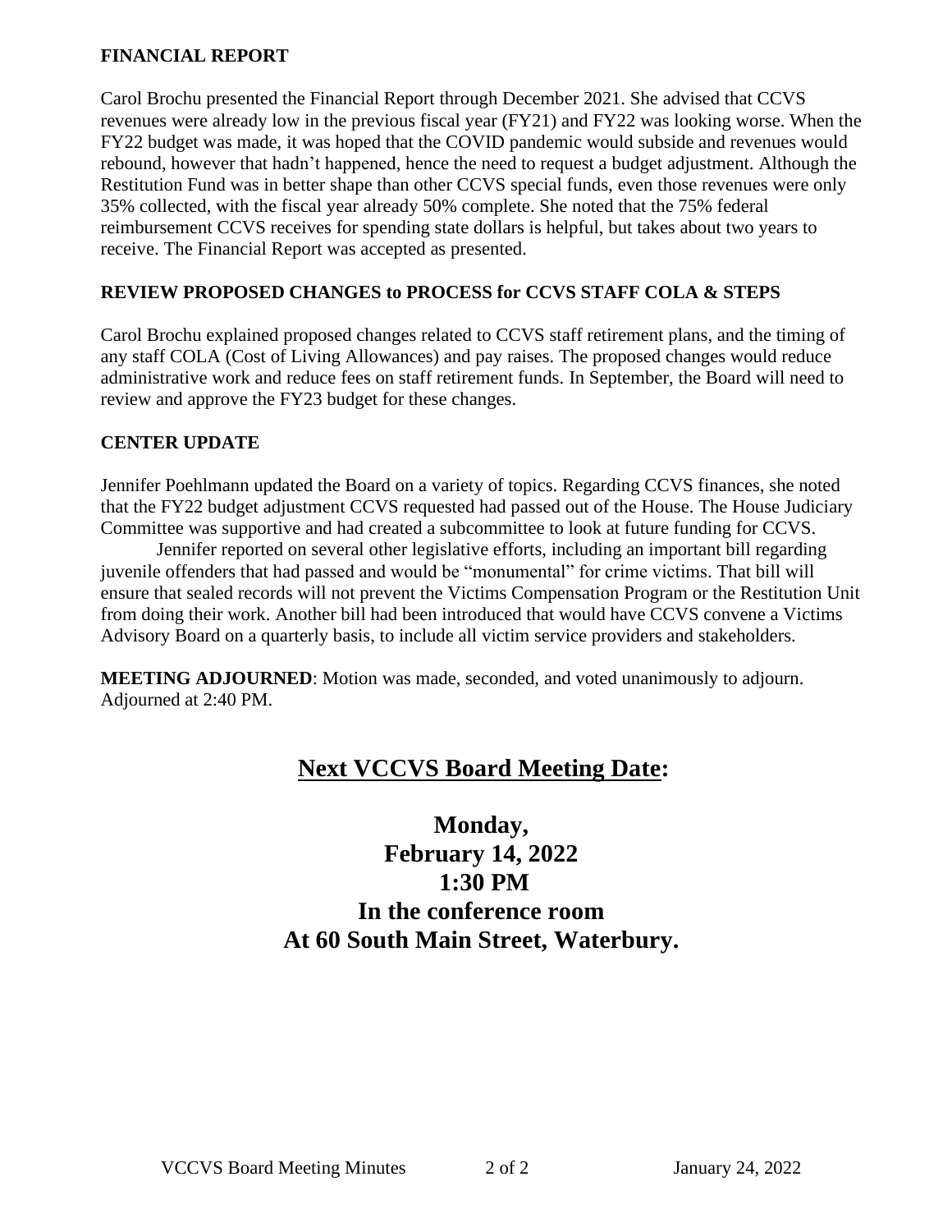**FINANCIAL REPORT**

Carol Brochu presented the Financial Report through December 2021. She advised that CCVS revenues were already low in the previous fiscal year (FY21) and FY22 was looking worse. When the FY22 budget was made, it was hoped that the COVID pandemic would subside and revenues would rebound, however that hadn't happened, hence the need to request a budget adjustment. Although the Restitution Fund was in better shape than other CCVS special funds, even those revenues were only 35% collected, with the fiscal year already 50% complete. She noted that the 75% federal reimbursement CCVS receives for spending state dollars is helpful, but takes about two years to receive. The Financial Report was accepted as presented.

**REVIEW PROPOSED CHANGES to PROCESS for CCVS STAFF COLA & STEPS**

Carol Brochu explained proposed changes related to CCVS staff retirement plans, and the timing of any staff COLA (Cost of Living Allowances) and pay raises. The proposed changes would reduce administrative work and reduce fees on staff retirement funds. In September, the Board will need to review and approve the FY23 budget for these changes.

**CENTER UPDATE**

Jennifer Poehlmann updated the Board on a variety of topics. Regarding CCVS finances, she noted that the FY22 budget adjustment CCVS requested had passed out of the House. The House Judiciary Committee was supportive and had created a subcommittee to look at future funding for CCVS.

Jennifer reported on several other legislative efforts, including an important bill regarding juvenile offenders that had passed and would be "monumental" for crime victims. That bill will ensure that sealed records will not prevent the Victims Compensation Program or the Restitution Unit from doing their work. Another bill had been introduced that would have CCVS convene a Victims Advisory Board on a quarterly basis, to include all victim service providers and stakeholders.

**MEETING ADJOURNED**: Motion was made, seconded, and voted unanimously to adjourn. Adjourned at 2:40 PM.

## Next VCCVS Board Meeting Date:

**Monday,**
**February 14, 2022**
**1:30 PM**
**In the conference room**
**At 60 South Main Street, Waterbury.**